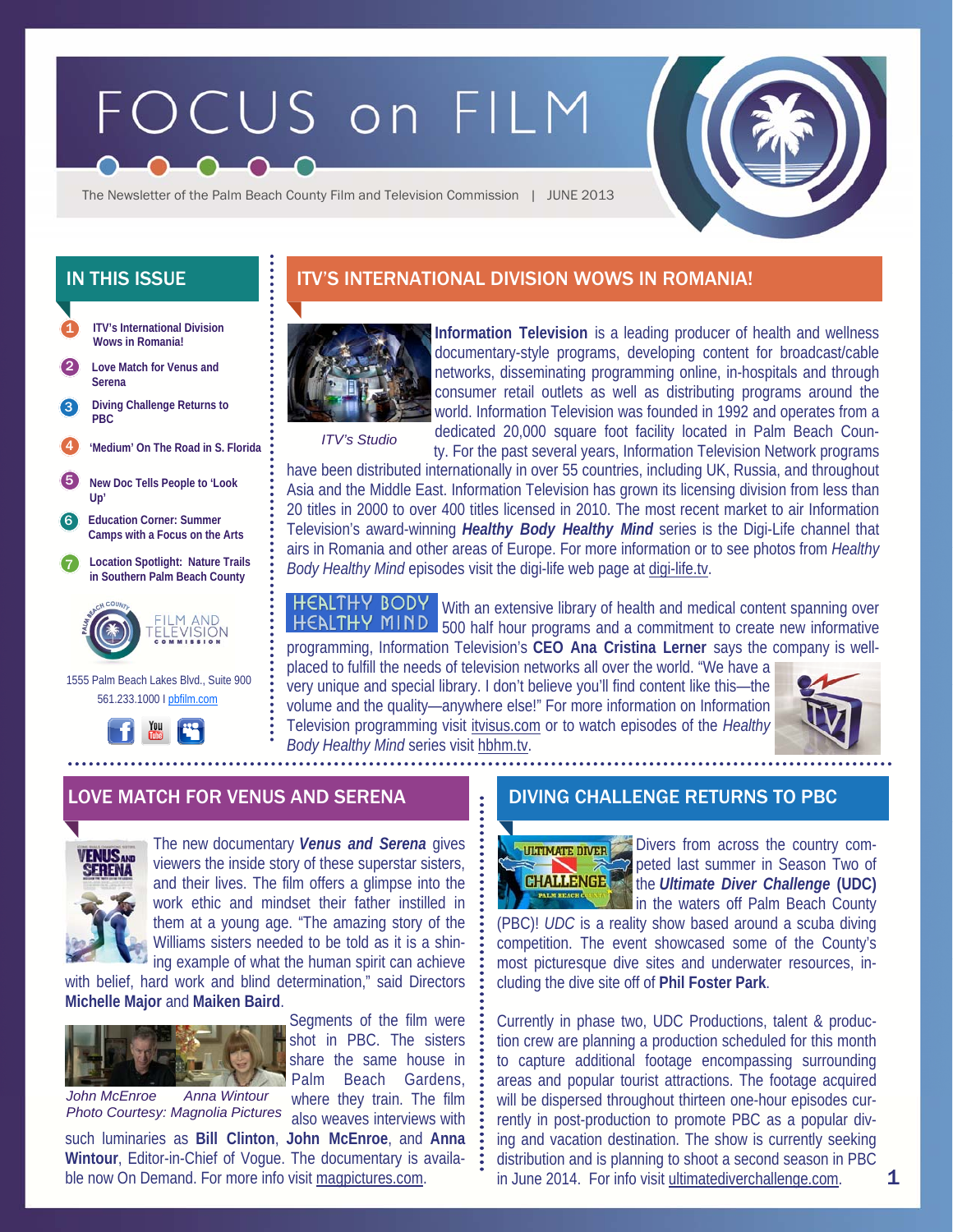# FOCUS on FILM

The Newsletter of the Palm Beach County Film and Television Commission | JUNE 2013

## IN THIS ISSUE

1. ITV's International Division Wows in Romania!
2. Love Match for Venus and Serena
3. Diving Challenge Returns to PBC
4. 'Medium' On The Road in S. Florida
5. New Doc Tells People to 'Look Up'
6. Education Corner: Summer Camps with a Focus on the Arts
7. Location Spotlight: Nature Trails in Southern Palm Beach County

FILM AND TELEVISION COMMISSION

1555 Palm Beach Lakes Blvd., Suite 900
561.233.1000 | pbfilm.com

## ITV'S INTERNATIONAL DIVISION WOWS IN ROMANIA!

*ITV's Studio*

**Information Television** is a leading producer of health and wellness documentary-style programs, developing content for broadcast/cable networks, disseminating programming online, in-hospitals and through consumer retail outlets as well as distributing programs around the world. Information Television was founded in 1992 and operates from a dedicated 20,000 square foot facility located in Palm Beach County. For the past several years, Information Television Network programs have been distributed internationally in over 55 countries, including UK, Russia, and throughout Asia and the Middle East. Information Television has grown its licensing division from less than 20 titles in 2000 to over 400 titles licensed in 2010. The most recent market to air Information Television's award-winning ***Healthy Body Healthy Mind*** series is the Digi-Life channel that airs in Romania and other areas of Europe. For more information or to see photos from *Healthy Body Healthy Mind* episodes visit the digi-life web page at digi-life.tv.

With an extensive library of health and medical content spanning over 500 half hour programs and a commitment to create new informative programming, Information Television's **CEO Ana Cristina Lerner** says the company is well-placed to fulfill the needs of television networks all over the world. "We have a very unique and special library. I don't believe you'll find content like this—the volume and the quality—anywhere else!" For more information on Information Television programming visit itvisus.com or to watch episodes of the *Healthy Body Healthy Mind* series visit hbhm.tv.

## LOVE MATCH FOR VENUS AND SERENA

The new documentary ***Venus and Serena*** gives viewers the inside story of these superstar sisters, and their lives. The film offers a glimpse into the work ethic and mindset their father instilled in them at a young age. "The amazing story of the Williams sisters needed to be told as it is a shining example of what the human spirit can achieve with belief, hard work and blind determination," said Directors **Michelle Major** and **Maiken Baird**.

*John McEnroe Anna Wintour*
*Photo Courtesy: Magnolia Pictures*

Segments of the film were shot in PBC. The sisters share the same house in Palm Beach Gardens, where they train. The film also weaves interviews with such luminaries as **Bill Clinton**, **John McEnroe**, and **Anna Wintour**, Editor-in-Chief of Vogue. The documentary is available now On Demand. For more info visit magpictures.com.

## DIVING CHALLENGE RETURNS TO PBC

Divers from across the country competed last summer in Season Two of the ***Ultimate Diver Challenge*** **(UDC)** in the waters off Palm Beach County (PBC)! *UDC* is a reality show based around a scuba diving competition. The event showcased some of the County's most picturesque dive sites and underwater resources, including the dive site off of **Phil Foster Park**.

Currently in phase two, UDC Productions, talent & production crew are planning a production scheduled for this month to capture additional footage encompassing surrounding areas and popular tourist attractions. The footage acquired will be dispersed throughout thirteen one-hour episodes currently in post-production to promote PBC as a popular diving and vacation destination. The show is currently seeking distribution and is planning to shoot a second season in PBC in June 2014. For info visit ultimatediverchallenge.com.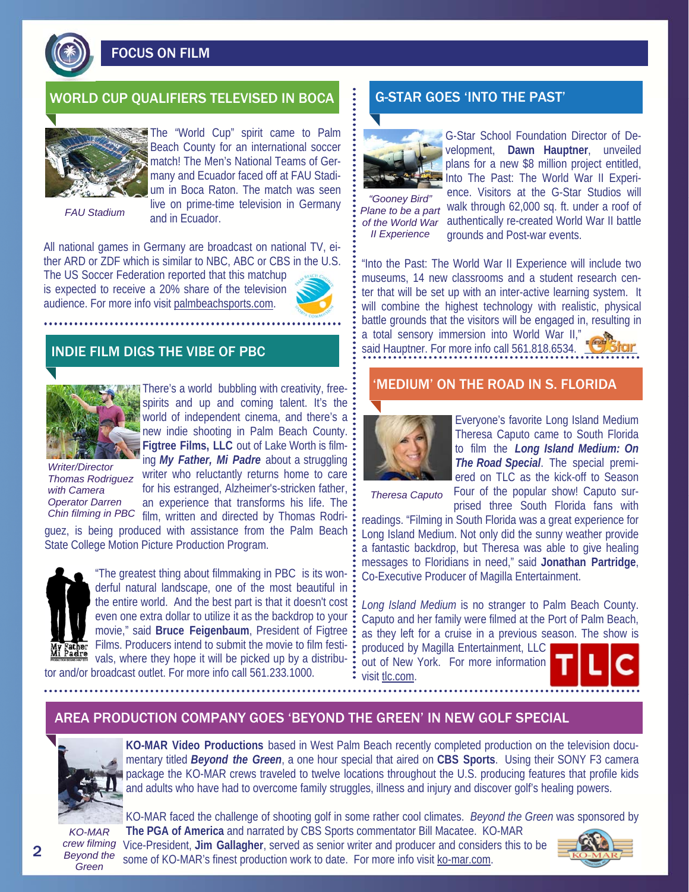# FOCUS ON FILM

## WORLD CUP QUALIFIERS TELEVISED IN BOCA

FAU Stadium

The "World Cup" spirit came to Palm Beach County for an international soccer match! The Men's National Teams of Germany and Ecuador faced off at FAU Stadium in Boca Raton. The match was seen live on prime-time television in Germany and in Ecuador.

All national games in Germany are broadcast on national TV, either ARD or ZDF which is similar to NBC, ABC or CBS in the U.S. The US Soccer Federation reported that this matchup is expected to receive a 20% share of the television audience. For more info visit palmbeachsports.com.

## INDIE FILM DIGS THE VIBE OF PBC

Writer/Director Thomas Rodriguez with Camera Operator Darren Chin filming in PBC

There's a world bubbling with creativity, free-spirits and up and coming talent. It's the world of independent cinema, and there's a new indie shooting in Palm Beach County. **Figtree Films, LLC** out of Lake Worth is filming ***My Father, Mi Padre*** about a struggling writer who reluctantly returns home to care for his estranged, Alzheimer's-stricken father, an experience that transforms his life. The film, written and directed by Thomas Rodriguez, is being produced with assistance from the Palm Beach State College Motion Picture Production Program.

"The greatest thing about filmmaking in PBC is its wonderful natural landscape, one of the most beautiful in the entire world. And the best part is that it doesn't cost even one extra dollar to utilize it as the backdrop to your movie," said **Bruce Feigenbaum**, President of Figtree Films. Producers intend to submit the movie to film festivals, where they hope it will be picked up by a distributor and/or broadcast outlet. For more info call 561.233.1000.

## G-STAR GOES 'INTO THE PAST'

*"Gooney Bird" Plane to be a part of the World War II Experience*

G-Star School Foundation Director of Development, **Dawn Hauptner**, unveiled plans for a new $8 million project entitled, Into The Past: The World War II Experience. Visitors at the G-Star Studios will walk through 62,000 sq. ft. under a roof of authentically re-created World War II battle grounds and Post-war events.

"Into the Past: The World War II Experience will include two museums, 14 new classrooms and a student research center that will be set up with an inter-active learning system. It will combine the highest technology with realistic, physical battle grounds that the visitors will be engaged in, resulting in a total sensory immersion into World War II," said Hauptner. For more info call 561.818.6534.

## 'MEDIUM' ON THE ROAD IN S. FLORIDA

*Theresa Caputo*

Everyone's favorite Long Island Medium Theresa Caputo came to South Florida to film the ***Long Island Medium: On The Road Special***. The special premiered on TLC as the kick-off to Season Four of the popular show! Caputo surprised three South Florida fans with readings. "Filming in South Florida was a great experience for Long Island Medium. Not only did the sunny weather provide a fantastic backdrop, but Theresa was able to give healing messages to Floridians in need," said **Jonathan Partridge**, Co-Executive Producer of Magilla Entertainment.

*Long Island Medium* is no stranger to Palm Beach County. Caputo and her family were filmed at the Port of Palm Beach, as they left for a cruise in a previous season. The show is produced by Magilla Entertainment, LLC out of New York. For more information visit tlc.com.

## AREA PRODUCTION COMPANY GOES 'BEYOND THE GREEN' IN NEW GOLF SPECIAL

*KO-MAR crew filming Beyond the Green*

**KO-MAR Video Productions** based in West Palm Beach recently completed production on the television documentary titled ***Beyond the Green***, a one hour special that aired on **CBS Sports**. Using their SONY F3 camera package the KO-MAR crews traveled to twelve locations throughout the U.S. producing features that profile kids and adults who have had to overcome family struggles, illness and injury and discover golf's healing powers.

KO-MAR faced the challenge of shooting golf in some rather cool climates. *Beyond the Green* was sponsored by **The PGA of America** and narrated by CBS Sports commentator Bill Macatee. KO-MAR Vice-President, **Jim Gallagher**, served as senior writer and producer and considers this to be some of KO-MAR's finest production work to date. For more info visit ko-mar.com.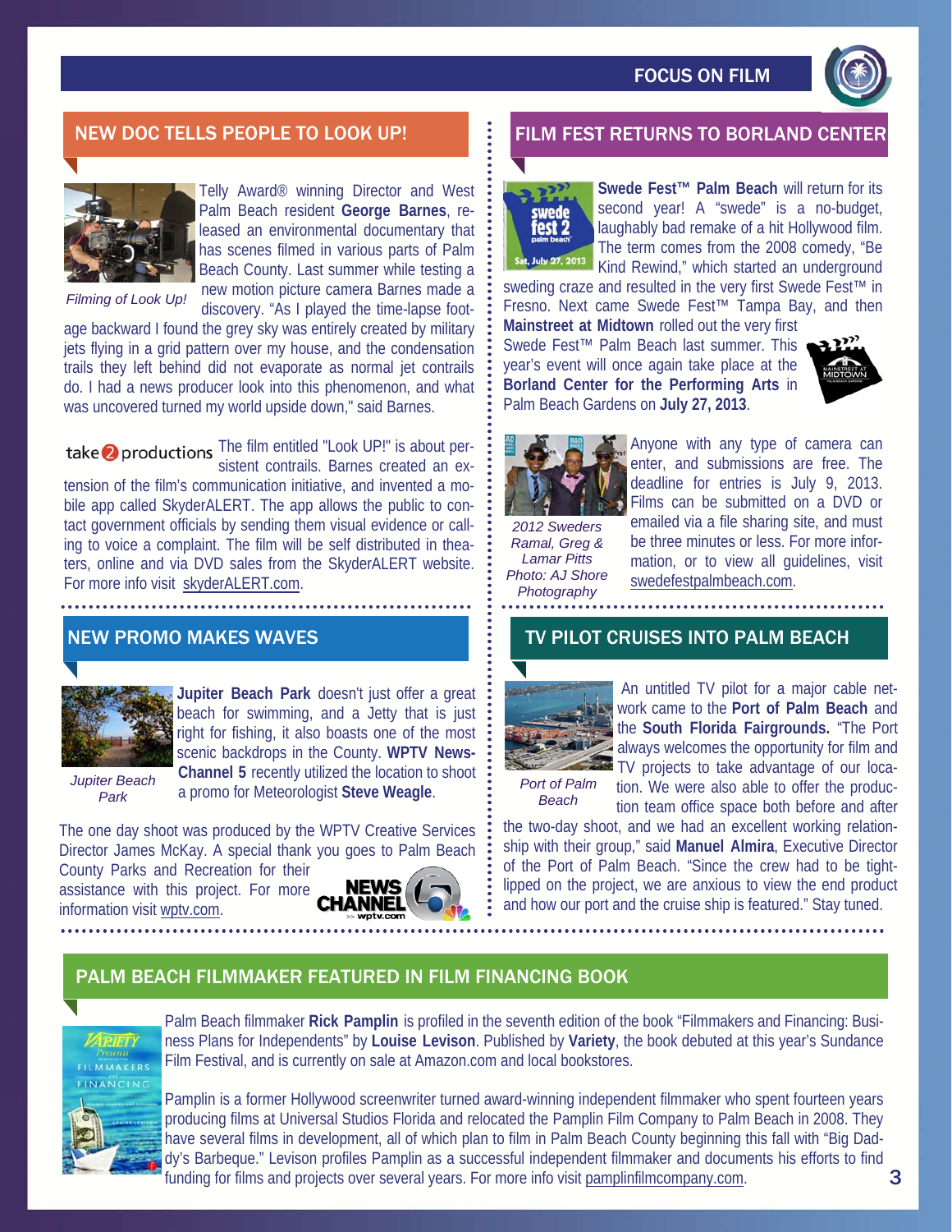## NEW DOC TELLS PEOPLE TO LOOK UP!

*Filming of Look Up!*

Telly Award® winning Director and West Palm Beach resident **George Barnes**, released an environmental documentary that has scenes filmed in various parts of Palm Beach County. Last summer while testing a new motion picture camera Barnes made a discovery. "As I played the time-lapse footage backward I found the grey sky was entirely created by military jets flying in a grid pattern over my house, and the condensation trails they left behind did not evaporate as normal jet contrails do. I had a news producer look into this phenomenon, and what was uncovered turned my world upside down," said Barnes.

take2productions

The film entitled "Look UP!" is about persistent contrails. Barnes created an extension of the film's communication initiative, and invented a mobile app called SkyderALERT. The app allows the public to contact government officials by sending them visual evidence or calling to voice a complaint. The film will be self distributed in theaters, online and via DVD sales from the SkyderALERT website. For more info visit skyderALERT.com.

## NEW PROMO MAKES WAVES

*Jupiter Beach Park*

**Jupiter Beach Park** doesn't just offer a great beach for swimming, and a Jetty that is just right for fishing, it also boasts one of the most scenic backdrops in the County. **WPTV NewsChannel 5** recently utilized the location to shoot a promo for Meteorologist **Steve Weagle**.

The one day shoot was produced by the WPTV Creative Services Director James McKay. A special thank you goes to Palm Beach County Parks and Recreation for their assistance with this project. For more information visit wptv.com.

## FILM FEST RETURNS TO BORLAND CENTER

**Swede Fest™ Palm Beach** will return for its second year! A "swede" is a no-budget, laughably bad remake of a hit Hollywood film. The term comes from the 2008 comedy, "Be Kind Rewind," which started an underground sweding craze and resulted in the very first Swede Fest™ in Fresno. Next came Swede Fest™ Tampa Bay, and then **Mainstreet at Midtown** rolled out the very first Swede Fest™ Palm Beach last summer. This year's event will once again take place at the **Borland Center for the Performing Arts** in Palm Beach Gardens on **July 27, 2013**.

*2012 Sweders Ramal, Greg & Lamar Pitts Photo: AJ Shore Photography*

Anyone with any type of camera can enter, and submissions are free. The deadline for entries is July 9, 2013. Films can be submitted on a DVD or emailed via a file sharing site, and must be three minutes or less. For more information, or to view all guidelines, visit swedefestpalmbeach.com.

## TV PILOT CRUISES INTO PALM BEACH

*Port of Palm Beach*

An untitled TV pilot for a major cable network came to the **Port of Palm Beach** and the **South Florida Fairgrounds.** "The Port always welcomes the opportunity for film and TV projects to take advantage of our location. We were also able to offer the production team office space both before and after the two-day shoot, and we had an excellent working relationship with their group," said **Manuel Almira**, Executive Director of the Port of Palm Beach. "Since the crew had to be tight-lipped on the project, we are anxious to view the end product and how our port and the cruise ship is featured." Stay tuned.

## PALM BEACH FILMMAKER FEATURED IN FILM FINANCING BOOK

Palm Beach filmmaker **Rick Pamplin** is profiled in the seventh edition of the book "Filmmakers and Financing: Business Plans for Independents" by **Louise Levison**. Published by **Variety**, the book debuted at this year's Sundance Film Festival, and is currently on sale at Amazon.com and local bookstores.

Pamplin is a former Hollywood screenwriter turned award-winning independent filmmaker who spent fourteen years producing films at Universal Studios Florida and relocated the Pamplin Film Company to Palm Beach in 2008. They have several films in development, all of which plan to film in Palm Beach County beginning this fall with "Big Daddy's Barbeque." Levison profiles Pamplin as a successful independent filmmaker and documents his efforts to find funding for films and projects over several years. For more info visit pamplinfilmcompany.com.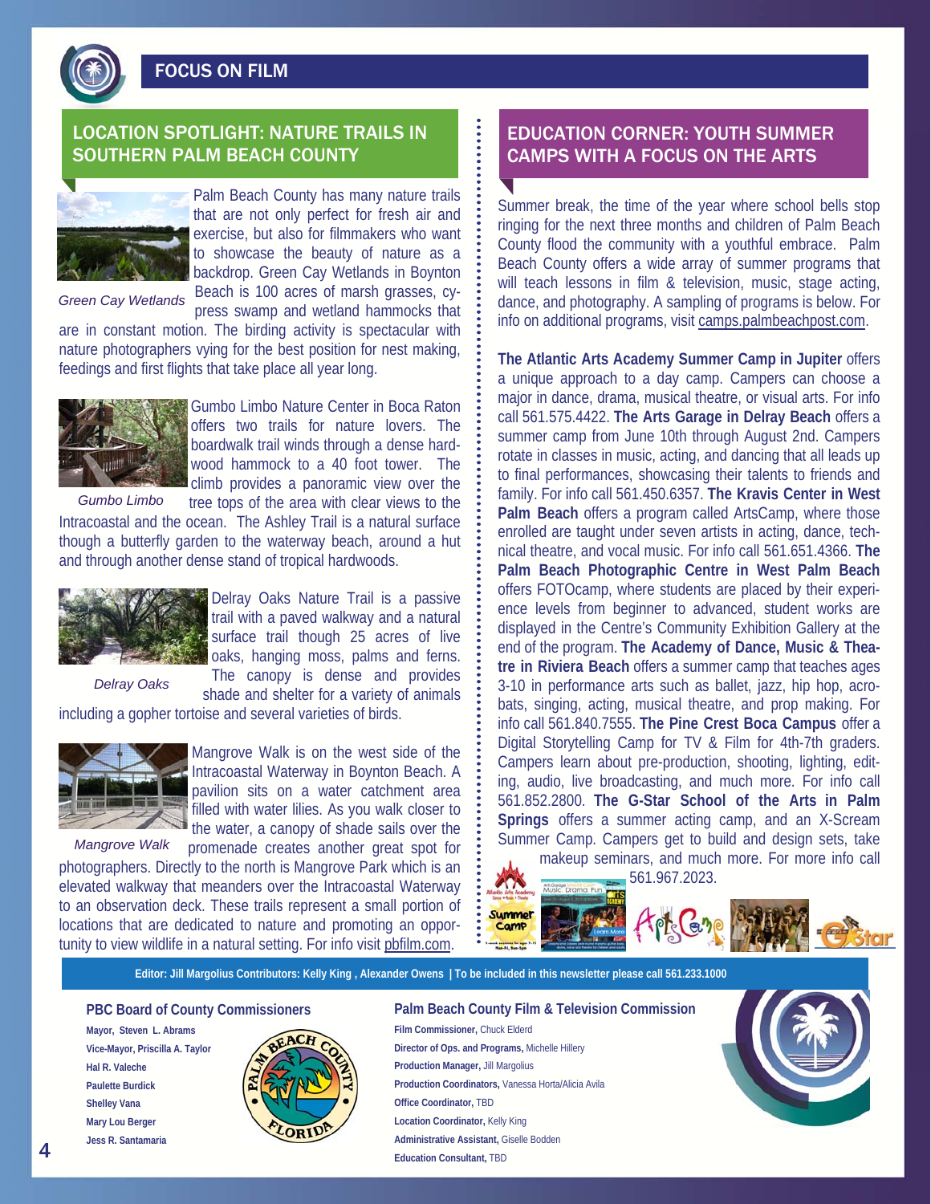## FOCUS ON FILM

### LOCATION SPOTLIGHT: NATURE TRAILS IN SOUTHERN PALM BEACH COUNTY

Palm Beach County has many nature trails that are not only perfect for fresh air and exercise, but also for filmmakers who want to showcase the beauty of nature as a backdrop. Green Cay Wetlands in Boynton Beach is 100 acres of marsh grasses, cypress swamp and wetland hammocks that are in constant motion. The birding activity is spectacular with nature photographers vying for the best position for nest making, feedings and first flights that take place all year long.

*Green Cay Wetlands*

Gumbo Limbo Nature Center in Boca Raton offers two trails for nature lovers. The boardwalk trail winds through a dense hardwood hammock to a 40 foot tower. The climb provides a panoramic view over the tree tops of the area with clear views to the Intracoastal and the ocean. The Ashley Trail is a natural surface though a butterfly garden to the waterway beach, around a hut and through another dense stand of tropical hardwoods.

*Gumbo Limbo*

Delray Oaks Nature Trail is a passive trail with a paved walkway and a natural surface trail though 25 acres of live oaks, hanging moss, palms and ferns. The canopy is dense and provides shade and shelter for a variety of animals including a gopher tortoise and several varieties of birds.

*Delray Oaks*

Mangrove Walk is on the west side of the Intracoastal Waterway in Boynton Beach. A pavilion sits on a water catchment area filled with water lilies. As you walk closer to the water, a canopy of shade sails over the promenade creates another great spot for photographers. Directly to the north is Mangrove Park which is an elevated walkway that meanders over the Intracoastal Waterway to an observation deck. These trails represent a small portion of locations that are dedicated to nature and promoting an opportunity to view wildlife in a natural setting. For info visit pbfilm.com.

*Mangrove Walk*

### EDUCATION CORNER: YOUTH SUMMER CAMPS WITH A FOCUS ON THE ARTS

Summer break, the time of the year where school bells stop ringing for the next three months and children of Palm Beach County flood the community with a youthful embrace. Palm Beach County offers a wide array of summer programs that will teach lessons in film & television, music, stage acting, dance, and photography. A sampling of programs is below. For info on additional programs, visit camps.palmbeachpost.com.

**The Atlantic Arts Academy Summer Camp in Jupiter** offers a unique approach to a day camp. Campers can choose a major in dance, drama, musical theatre, or visual arts. For info call 561.575.4422. **The Arts Garage in Delray Beach** offers a summer camp from June 10th through August 2nd. Campers rotate in classes in music, acting, and dancing that all leads up to final performances, showcasing their talents to friends and family. For info call 561.450.6357. **The Kravis Center in West Palm Beach** offers a program called ArtsCamp, where those enrolled are taught under seven artists in acting, dance, technical theatre, and vocal music. For info call 561.651.4366. **The Palm Beach Photographic Centre in West Palm Beach** offers FOTOcamp, where students are placed by their experience levels from beginner to advanced, student works are displayed in the Centre's Community Exhibition Gallery at the end of the program. **The Academy of Dance, Music & Theatre in Riviera Beach** offers a summer camp that teaches ages 3-10 in performance arts such as ballet, jazz, hip hop, acrobats, singing, acting, musical theatre, and prop making. For info call 561.840.7555. **The Pine Crest Boca Campus** offer a Digital Storytelling Camp for TV & Film for 4th-7th graders. Campers learn about pre-production, shooting, lighting, editing, audio, live broadcasting, and much more. For info call 561.852.2800. **The G-Star School of the Arts in Palm Springs** offers a summer acting camp, and an X-Scream Summer Camp. Campers get to build and design sets, take makeup seminars, and much more. For more info call 561.967.2023.

**Editor: Jill Margolius Contributors: Kelly King , Alexander Owens | To be included in this newsletter please call 561.233.1000**

#### PBC Board of County Commissioners

**Mayor, Steven L. Abrams**
**Vice-Mayor, Priscilla A. Taylor**
**Hal R. Valeche**
**Paulette Burdick**
**Shelley Vana**
**Mary Lou Berger**
**Jess R. Santamaria**

#### Palm Beach County Film & Television Commission

**Film Commissioner,** Chuck Elderd
**Director of Ops. and Programs,** Michelle Hillery
**Production Manager,** Jill Margolius
**Production Coordinators,** Vanessa Horta/Alicia Avila
**Office Coordinator,** TBD
**Location Coordinator,** Kelly King
**Administrative Assistant,** Giselle Bodden
**Education Consultant,** TBD